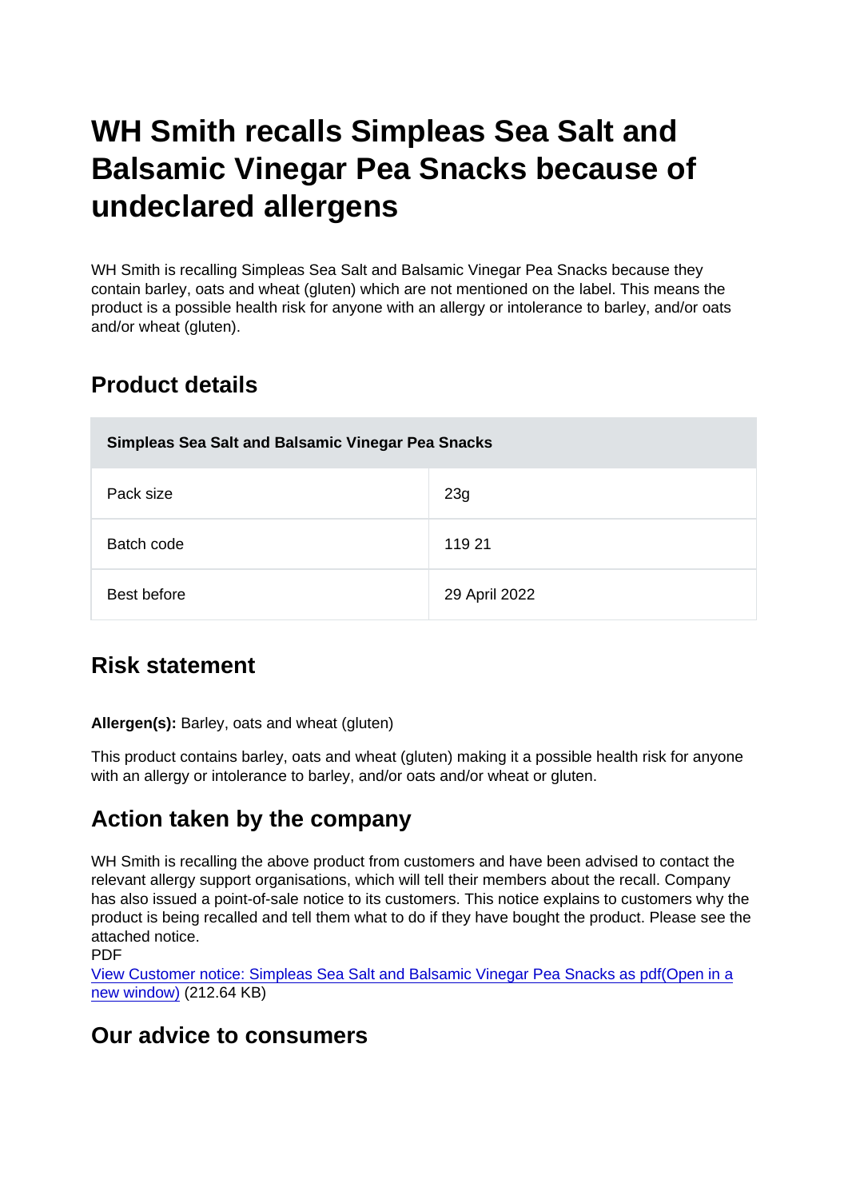# WH Smith recalls Simpleas Sea Salt and Balsamic Vinegar Pea Snacks because of undeclared allergens

WH Smith is recalling Simpleas Sea Salt and Balsamic Vinegar Pea Snacks because they contain barley, oats and wheat (gluten) which are not mentioned on the label. This means the product is a possible health risk for anyone with an allergy or intolerance to barley, and/or oats and/or wheat (gluten).

## Product details

| Simpleas Sea Salt and Balsamic Vinegar Pea Snacks | |
|---|---|
| Pack size | 23g |
| Batch code | 119 21 |
| Best before | 29 April 2022 |

## Risk statement

**Allergen(s):** Barley, oats and wheat (gluten)

This product contains barley, oats and wheat (gluten) making it a possible health risk for anyone with an allergy or intolerance to barley, and/or oats and/or wheat or gluten.

## Action taken by the company

WH Smith is recalling the above product from customers and have been advised to contact the relevant allergy support organisations, which will tell their members about the recall. Company has also issued a point-of-sale notice to its customers. This notice explains to customers why the product is being recalled and tell them what to do if they have bought the product. Please see the attached notice.

PDF

[View Customer notice: Simpleas Sea Salt and Balsamic Vinegar Pea Snacks as pdf(Open in a new window)](#) (212.64 KB)

## Our advice to consumers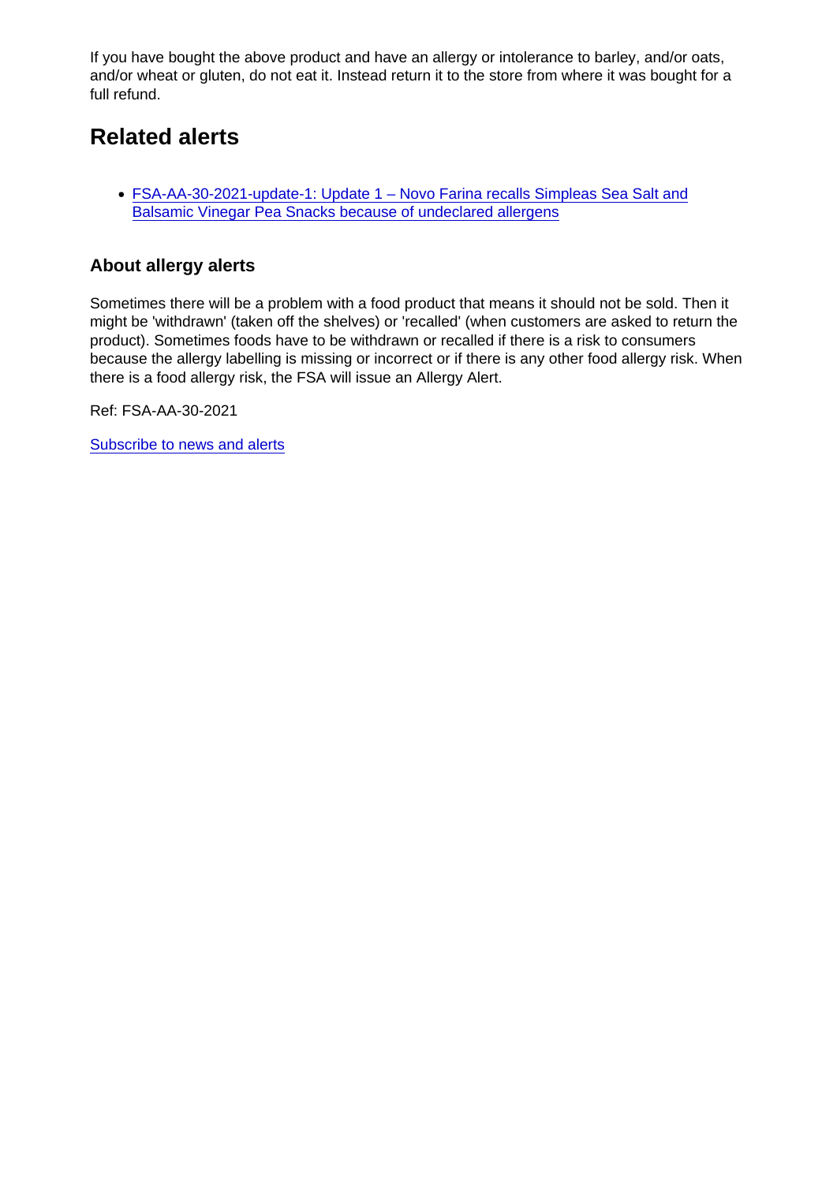If you have bought the above product and have an allergy or intolerance to barley, and/or oats, and/or wheat or gluten, do not eat it. Instead return it to the store from where it was bought for a full refund.

## Related alerts

- [FSA-AA-30-2021-update-1: Update 1 – Novo Farina recalls Simpleas Sea Salt and Balsamic Vinegar Pea Snacks because of undeclared allergens]

### About allergy alerts

Sometimes there will be a problem with a food product that means it should not be sold. Then it might be 'withdrawn' (taken off the shelves) or 'recalled' (when customers are asked to return the product). Sometimes foods have to be withdrawn or recalled if there is a risk to consumers because the allergy labelling is missing or incorrect or if there is any other food allergy risk. When there is a food allergy risk, the FSA will issue an Allergy Alert.

Ref: FSA-AA-30-2021

[Subscribe to news and alerts]